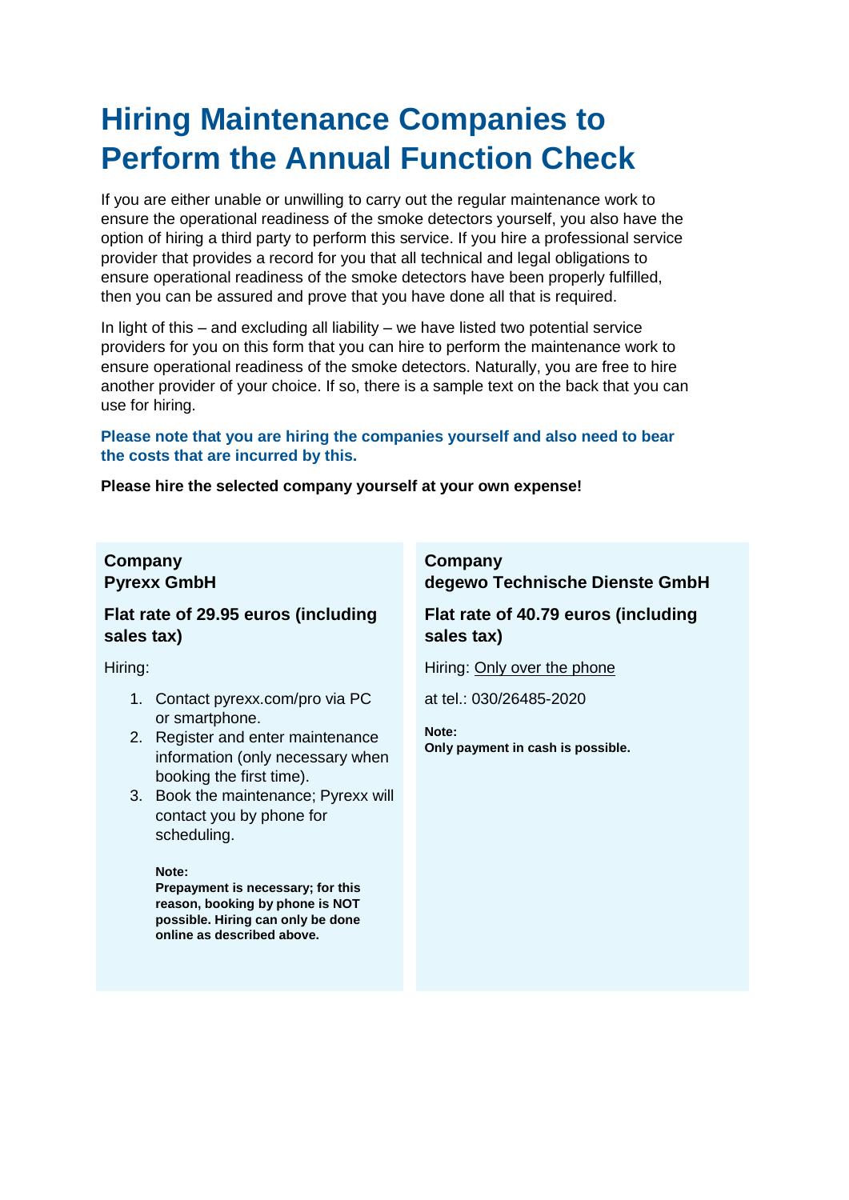# Hiring Maintenance Companies to Perform the Annual Function Check

If you are either unable or unwilling to carry out the regular maintenance work to ensure the operational readiness of the smoke detectors yourself, you also have the option of hiring a third party to perform this service. If you hire a professional service provider that provides a record for you that all technical and legal obligations to ensure operational readiness of the smoke detectors have been properly fulfilled, then you can be assured and prove that you have done all that is required.

In light of this – and excluding all liability – we have listed two potential service providers for you on this form that you can hire to perform the maintenance work to ensure operational readiness of the smoke detectors. Naturally, you are free to hire another provider of your choice. If so, there is a sample text on the back that you can use for hiring.

**Please note that you are hiring the companies yourself and also need to bear the costs that are incurred by this.**

**Please hire the selected company yourself at your own expense!**

**Company**
**Pyrexx GmbH**

**Flat rate of 29.95 euros (including sales tax)**

Hiring:

1. Contact pyrexx.com/pro via PC or smartphone.
2. Register and enter maintenance information (only necessary when booking the first time).
3. Book the maintenance; Pyrexx will contact you by phone for scheduling.

**Note:**
**Prepayment is necessary; for this reason, booking by phone is NOT possible. Hiring can only be done online as described above.**

**Company**
**degewo Technische Dienste GmbH**

**Flat rate of 40.79 euros (including sales tax)**

Hiring: Only over the phone

at tel.: 030/26485-2020

**Note:**
**Only payment in cash is possible.**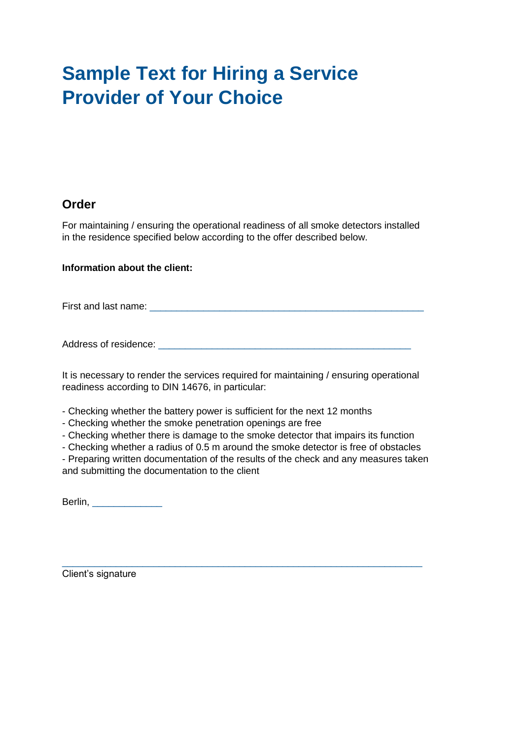# Sample Text for Hiring a Service Provider of Your Choice

## Order

For maintaining / ensuring the operational readiness of all smoke detectors installed in the residence specified below according to the offer described below.

**Information about the client:**

First and last name: ____________________________________________________

Address of residence: ________________________________________________

It is necessary to render the services required for maintaining / ensuring operational readiness according to DIN 14676, in particular:

- Checking whether the battery power is sufficient for the next 12 months
- Checking whether the smoke penetration openings are free
- Checking whether there is damage to the smoke detector that impairs its function
- Checking whether a radius of 0.5 m around the smoke detector is free of obstacles
- Preparing written documentation of the results of the check and any measures taken and submitting the documentation to the client

Berlin, _____________

_____________________________________________________________________

Client's signature